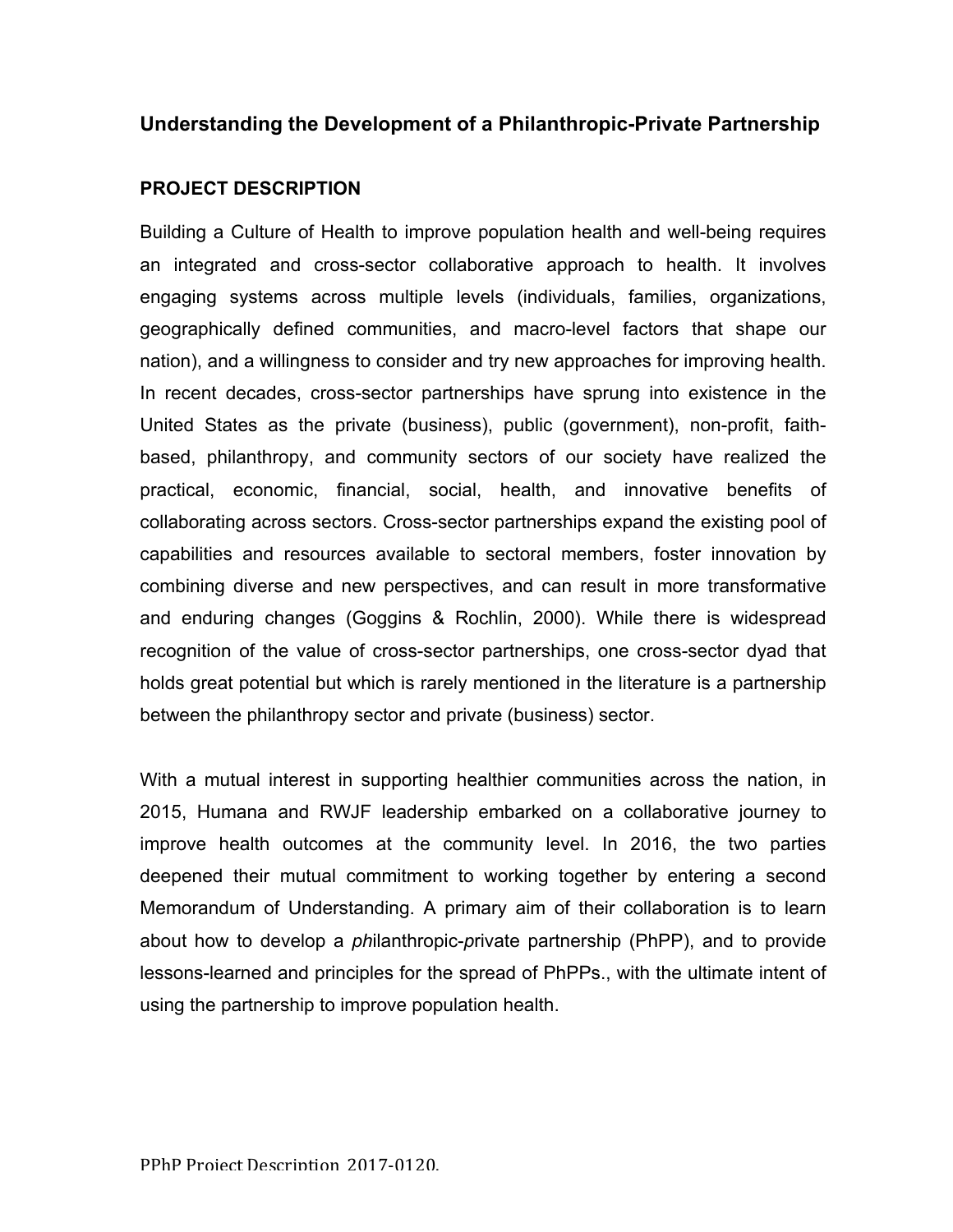## Understanding the Development of a Philanthropic-Private Partnership

### PROJECT DESCRIPTION

Building a Culture of Health to improve population health and well-being requires an integrated and cross-sector collaborative approach to health. It involves engaging systems across multiple levels (individuals, families, organizations, geographically defined communities, and macro-level factors that shape our nation), and a willingness to consider and try new approaches for improving health. In recent decades, cross-sector partnerships have sprung into existence in the United States as the private (business), public (government), non-profit, faith-based, philanthropy, and community sectors of our society have realized the practical, economic, financial, social, health, and innovative benefits of collaborating across sectors. Cross-sector partnerships expand the existing pool of capabilities and resources available to sectoral members, foster innovation by combining diverse and new perspectives, and can result in more transformative and enduring changes (Goggins & Rochlin, 2000). While there is widespread recognition of the value of cross-sector partnerships, one cross-sector dyad that holds great potential but which is rarely mentioned in the literature is a partnership between the philanthropy sector and private (business) sector.

With a mutual interest in supporting healthier communities across the nation, in 2015, Humana and RWJF leadership embarked on a collaborative journey to improve health outcomes at the community level. In 2016, the two parties deepened their mutual commitment to working together by entering a second Memorandum of Understanding. A primary aim of their collaboration is to learn about how to develop a *ph*ilanthropic-*p*rivate partnership (PhPP), and to provide lessons-learned and principles for the spread of PhPPs., with the ultimate intent of using the partnership to improve population health.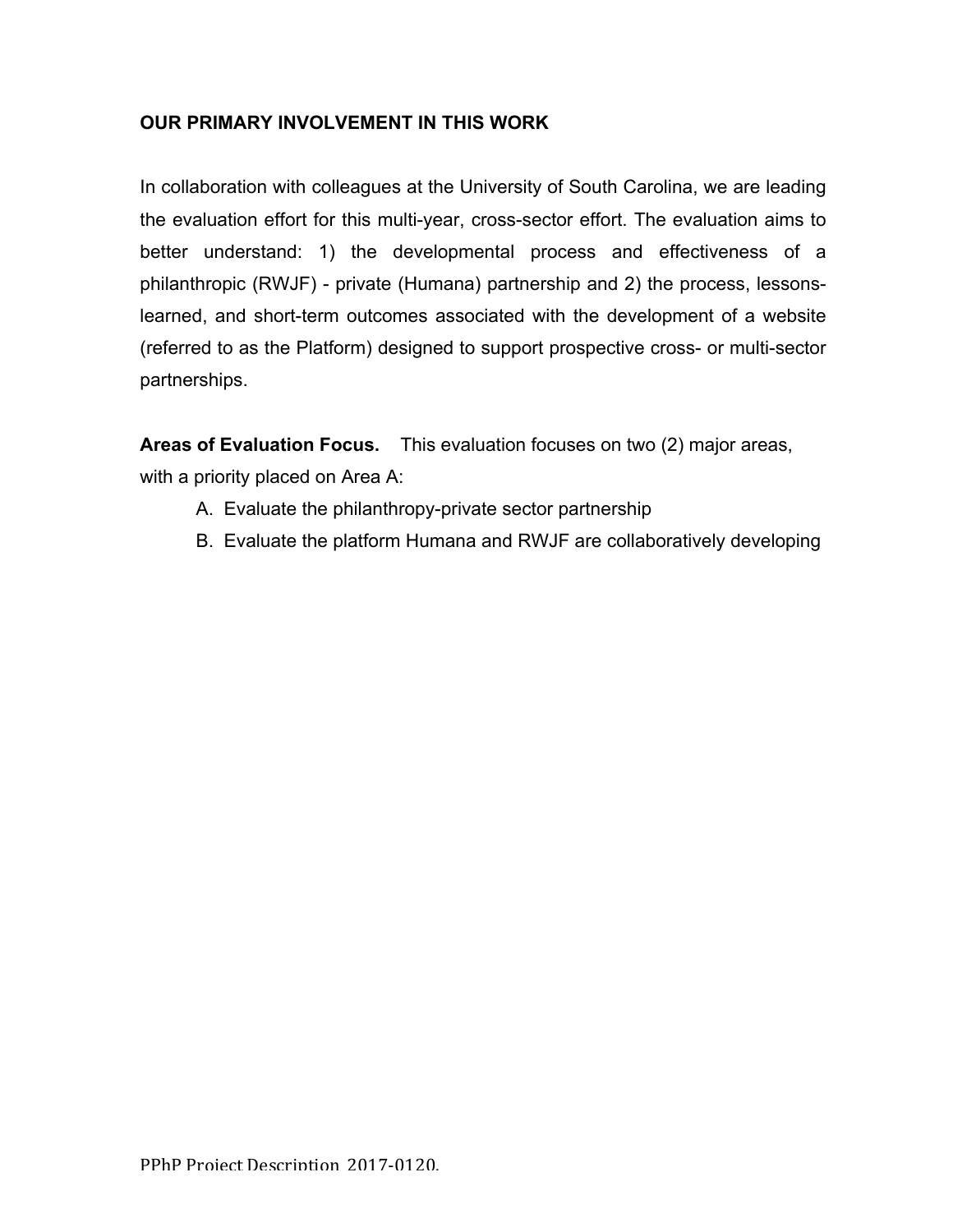## OUR PRIMARY INVOLVEMENT IN THIS WORK

In collaboration with colleagues at the University of South Carolina, we are leading the evaluation effort for this multi-year, cross-sector effort. The evaluation aims to better understand: 1) the developmental process and effectiveness of a philanthropic (RWJF) - private (Humana) partnership and 2) the process, lessons-learned, and short-term outcomes associated with the development of a website (referred to as the Platform) designed to support prospective cross- or multi-sector partnerships.

**Areas of Evaluation Focus.** This evaluation focuses on two (2) major areas, with a priority placed on Area A:

A. Evaluate the philanthropy-private sector partnership
B. Evaluate the platform Humana and RWJF are collaboratively developing